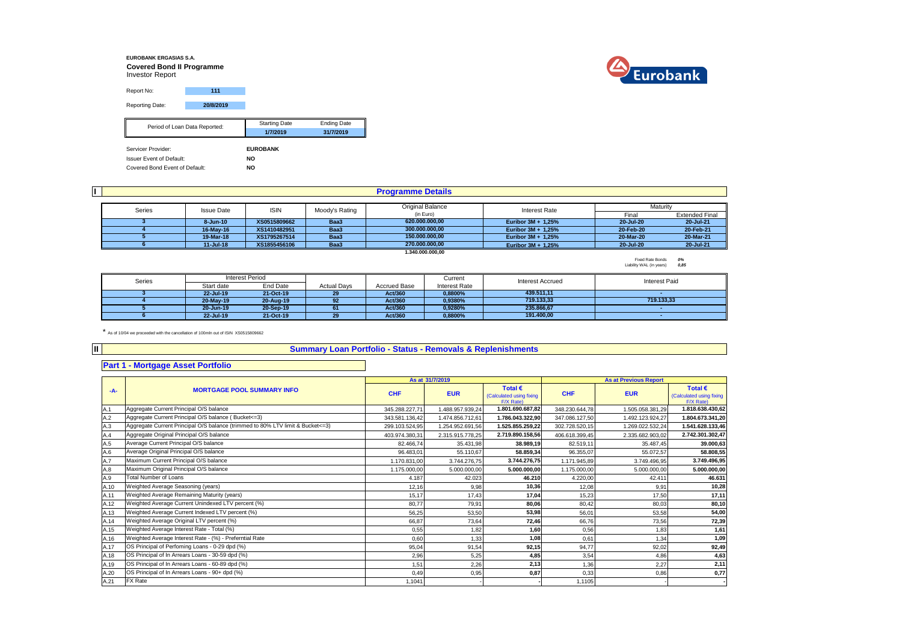**EUROBANK ERGASIAS S.A.**
**Covered Bond II Programme**
Investor Report

| Report No: | 111 |
|---|---|
| Reporting Date: | 20/8/2019 |

| Period of Loan Data Reported: | Starting Date | Ending Date |
|---|---|---|
| | 1/7/2019 | 31/7/2019 |

| | |
|---|---|
| Servicer Provider: | EUROBANK |
| Issuer Event of Default: | NO |
| Covered Bond Event of Default: | NO |

## I Programme Details

| Series | Issue Date | ISIN | Moody's Rating | Original Balance (in Euro) | Interest Rate | Maturity Final | Maturity Extended Final |
|---|---|---|---|---|---|---|---|
| 3 | 8-Jun-10 | XS0515809662 | Baa3 | 620.000.000,00 | Euribor 3M + 1,25% | 20-Jul-20 | 20-Jul-21 |
| 4 | 16-May-16 | XS1410482951 | Baa3 | 300.000.000,00 | Euribor 3M + 1,25% | 20-Feb-20 | 20-Feb-21 |
| 5 | 19-Mar-18 | XS1795267514 | Baa3 | 150.000.000,00 | Euribor 3M + 1,25% | 20-Mar-20 | 20-Mar-21 |
| 6 | 11-Jul-18 | XS1855456106 | Baa3 | 270.000.000,00 | Euribor 3M + 1,25% | 20-Jul-20 | 20-Jul-21 |
| | | | | 1.340.000.000,00 | | | |

Fixed Rate Bonds *0%*
Liability WAL (in years) *0,85*

| Series | Interest Period Start date | Interest Period End Date | Actual Days | Accrued Base | Current Interest Rate | Interest Accrued | Interest Paid |
|---|---|---|---|---|---|---|---|
| 3 | 22-Jul-19 | 21-Oct-19 | 29 | Act/360 | 0,8800% | 439.511,11 | - |
| 4 | 20-May-19 | 20-Aug-19 | 92 | Act/360 | 0,9380% | 719.133,33 | 719.133,33 |
| 5 | 20-Jun-19 | 20-Sep-19 | 61 | Act/360 | 0,9280% | 235.866,67 | - |
| 6 | 22-Jul-19 | 21-Oct-19 | 29 | Act/360 | 0,8800% | 191.400,00 | - |

\* As of 10/04 we proceeded with the cancellation of 100mln out of ISIN XS0515809662

## II Summary Loan Portfolio - Status - Removals & Replenishments

### Part 1 - Mortgage Asset Portfolio

| -A- | MORTGAGE POOL SUMMARY INFO | As at 31/7/2019 CHF | As at 31/7/2019 EUR | As at 31/7/2019 Total € (Calculated using fixing F/X Rate) | As at Previous Report CHF | As at Previous Report EUR | As at Previous Report Total € (Calculated using fixing F/X Rate) |
|---|---|---|---|---|---|---|---|
| A.1 | Aggregate Current Principal O/S balance | 345.288.227,71 | 1.488.957.939,24 | 1.801.690.687,82 | 348.230.644,78 | 1.505.058.381,29 | 1.818.638.430,62 |
| A.2 | Aggregate Current Principal O/S balance ( Bucket<=3) | 343.581.136,42 | 1.474.856.712,61 | 1.786.043.322,90 | 347.086.127,50 | 1.492.123.924,27 | 1.804.673.341,20 |
| A.3 | Aggregate Current Principal O/S balance (trimmed to 80% LTV limit & Bucket<=3) | 299.103.524,95 | 1.254.952.691,56 | 1.525.855.259,22 | 302.728.520,15 | 1.269.022.532,24 | 1.541.628.133,46 |
| A.4 | Aggregate Original Principal O/S balance | 403.974.380,31 | 2.315.915.778,25 | 2.719.890.158,56 | 406.618.399,45 | 2.335.682.903,02 | 2.742.301.302,47 |
| A.5 | Average Current Principal O/S balance | 82.466,74 | 35.431,98 | 38.989,19 | 82.519,11 | 35.487,45 | 39.000,63 |
| A.6 | Average Original Principal O/S balance | 96.483,01 | 55.110,67 | 58.859,34 | 96.355,07 | 55.072,57 | 58.808,55 |
| A.7 | Maximum Current Principal O/S balance | 1.170.831,00 | 3.744.276,75 | 3.744.276,75 | 1.171.945,89 | 3.749.496,95 | 3.749.496,95 |
| A.8 | Maximum Original Principal O/S balance | 1.175.000,00 | 5.000.000,00 | 5.000.000,00 | 1.175.000,00 | 5.000.000,00 | 5.000.000,00 |
| A.9 | Total Number of Loans | 4.187 | 42.023 | 46.210 | 4.220,00 | 42.411 | 46.631 |
| A.10 | Weighted Average Seasoning (years) | 12,16 | 9,98 | 10,36 | 12,08 | 9,91 | 10,28 |
| A.11 | Weighted Average Remaining Maturity (years) | 15,17 | 17,43 | 17,04 | 15,23 | 17,50 | 17,11 |
| A.12 | Weighted Average Current Unindexed LTV percent (%) | 80,77 | 79,91 | 80,06 | 80,42 | 80,03 | 80,10 |
| A.13 | Weighted Average Current Indexed LTV percent (%) | 56,25 | 53,50 | 53,98 | 56,01 | 53,58 | 54,00 |
| A.14 | Weighted Average Original LTV percent (%) | 66,87 | 73,64 | 72,46 | 66,76 | 73,56 | 72,39 |
| A.15 | Weighted Average Interest Rate - Total (%) | 0,55 | 1,82 | 1,60 | 0,56 | 1,83 | 1,61 |
| A.16 | Weighted Average Interest Rate - (%) - Preferntial Rate | 0,60 | 1,33 | 1,08 | 0,61 | 1,34 | 1,09 |
| A.17 | OS Principal of Perfoming Loans - 0-29 dpd (%) | 95,04 | 91,54 | 92,15 | 94,77 | 92,02 | 92,49 |
| A.18 | OS Principal of In Arrears Loans - 30-59 dpd (%) | 2,96 | 5,25 | 4,85 | 3,54 | 4,86 | 4,63 |
| A.19 | OS Principal of In Arrears Loans - 60-89 dpd (%) | 1,51 | 2,26 | 2,13 | 1,36 | 2,27 | 2,11 |
| A.20 | OS Principal of In Arrears Loans - 90+ dpd (%) | 0,49 | 0,95 | 0,87 | 0,33 | 0,86 | 0,77 |
| A.21 | FX Rate | 1,1041 | - | - | 1,1105 | - | - |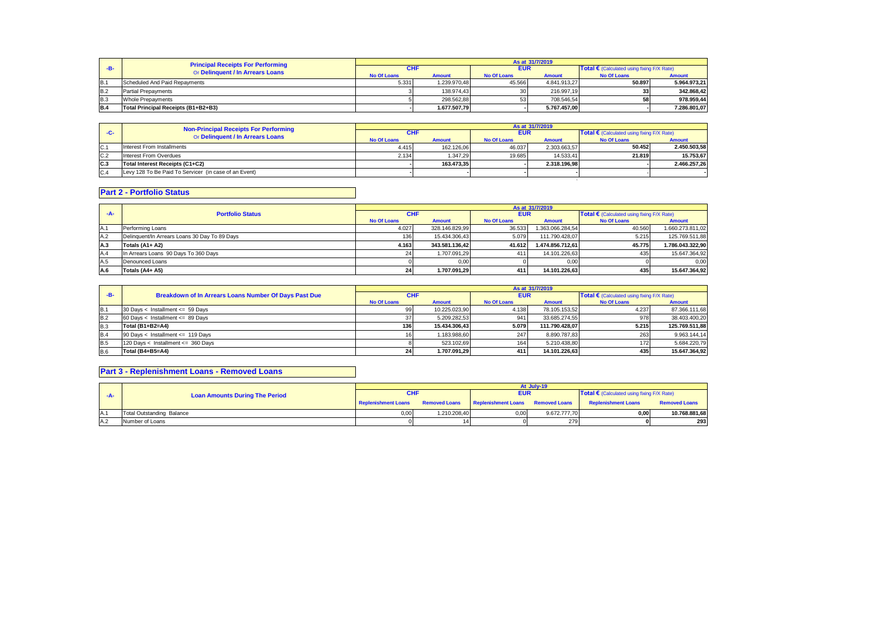| -B- | Principal Receipts For Performing Or Delinquent / In Arrears Loans | As at 31/7/2019 | | | | | |
|---|---|---|---|---|---|---|---|
| | | CHF | | EUR | | Total € (Calculated using fixing F/X Rate) | |
| | | No Of Loans | Amount | No Of Loans | Amount | No Of Loans | Amount |
| B.1 | Scheduled And Paid Repayments | 5.331 | 1.239.970,48 | 45.566 | 4.841.913,27 | 50.897 | 5.964.973,21 |
| B.2 | Partial Prepayments | 3 | 138.974,43 | 30 | 216.997,19 | 33 | 342.868,42 |
| B.3 | Whole Prepayments | 5 | 298.562,88 | 53 | 708.546,54 | 58 | 978.959,44 |
| B.4 | Total Principal Receipts (B1+B2+B3) | - | 1.677.507,79 | - | 5.767.457,00 | - | 7.286.801,07 |

| -C- | Non-Principal Receipts For Performing Or Delinquent / In Arrears Loans | As at 31/7/2019 | | | | | |
|---|---|---|---|---|---|---|---|
| | | CHF | | EUR | | Total € (Calculated using fixing F/X Rate) | |
| | | No Of Loans | Amount | No Of Loans | Amount | No Of Loans | Amount |
| C.1 | Interest From Installments | 4.415 | 162.126,06 | 46.037 | 2.303.663,57 | 50.452 | 2.450.503,58 |
| C.2 | Interest From Overdues | 2.134 | 1.347,29 | 19.685 | 14.533,41 | 21.819 | 15.753,67 |
| C.3 | Total Interest Receipts (C1+C2) | - | 163.473,35 | - | 2.318.196,98 | - | 2.466.257,26 |
| C.4 | Levy 128 To Be Paid To Servicer (in case of an Event) | - | - | - | - | - | - |

## Part 2 - Portfolio Status

| -A- | Portfolio Status | As at 31/7/2019 | | | | | |
|---|---|---|---|---|---|---|---|
| | | CHF | | EUR | | Total € (Calculated using fixing F/X Rate) | |
| | | No Of Loans | Amount | No Of Loans | Amount | No Of Loans | Amount |
| A.1 | Performing Loans | 4.027 | 328.146.829,99 | 36.533 | 1.363.066.284,54 | 40.560 | 1.660.273.811,02 |
| A.2 | Delinquent/In Arrears Loans 30 Day To 89 Days | 136 | 15.434.306,43 | 5.079 | 111.790.428,07 | 5.215 | 125.769.511,88 |
| A.3 | Totals (A1+ A2) | 4.163 | 343.581.136,42 | 41.612 | 1.474.856.712,61 | 45.775 | 1.786.043.322,90 |
| A.4 | In Arrears Loans 90 Days To 360 Days | 24 | 1.707.091,29 | 411 | 14.101.226,63 | 435 | 15.647.364,92 |
| A.5 | Denounced Loans | 0 | 0,00 | 0 | 0,00 | 0 | 0,00 |
| A.6 | Totals (A4+ A5) | 24 | 1.707.091,29 | 411 | 14.101.226,63 | 435 | 15.647.364,92 |

| -B- | Breakdown of In Arrears Loans Number Of Days Past Due | As at 31/7/2019 | | | | | |
|---|---|---|---|---|---|---|---|
| | | CHF | | EUR | | Total € (Calculated using fixing F/X Rate) | |
| | | No Of Loans | Amount | No Of Loans | Amount | No Of Loans | Amount |
| B.1 | 30 Days < Installment <= 59 Days | 99 | 10.225.023,90 | 4.138 | 78.105.153,52 | 4.237 | 87.366.111,68 |
| B.2 | 60 Days < Installment <= 89 Days | 37 | 5.209.282,53 | 941 | 33.685.274,55 | 978 | 38.403.400,20 |
| B.3 | Total (B1+B2=A4) | 136 | 15.434.306,43 | 5.079 | 111.790.428,07 | 5.215 | 125.769.511,88 |
| B.4 | 90 Days < Installment <= 119 Days | 16 | 1.183.988,60 | 247 | 8.890.787,83 | 263 | 9.963.144,14 |
| B.5 | 120 Days < Installment <= 360 Days | 8 | 523.102,69 | 164 | 5.210.438,80 | 172 | 5.684.220,79 |
| B.6 | Total (B4+B5=A4) | 24 | 1.707.091,29 | 411 | 14.101.226,63 | 435 | 15.647.364,92 |

## Part 3 - Replenishment Loans - Removed Loans

| -A- | Loan Amounts During The Period | At July-19 | | | | | |
|---|---|---|---|---|---|---|---|
| | | CHF | | EUR | | Total € (Calculated using fixing F/X Rate) | |
| | | Replenishment Loans | Removed Loans | Replenishment Loans | Removed Loans | Replenishment Loans | Removed Loans |
| A.1 | Total Outstanding Balance | 0,00 | 1.210.208,40 | 0,00 | 9.672.777,70 | 0,00 | 10.768.881,68 |
| A.2 | Number of Loans | 0 | 14 | 0 | 279 | 0 | 293 |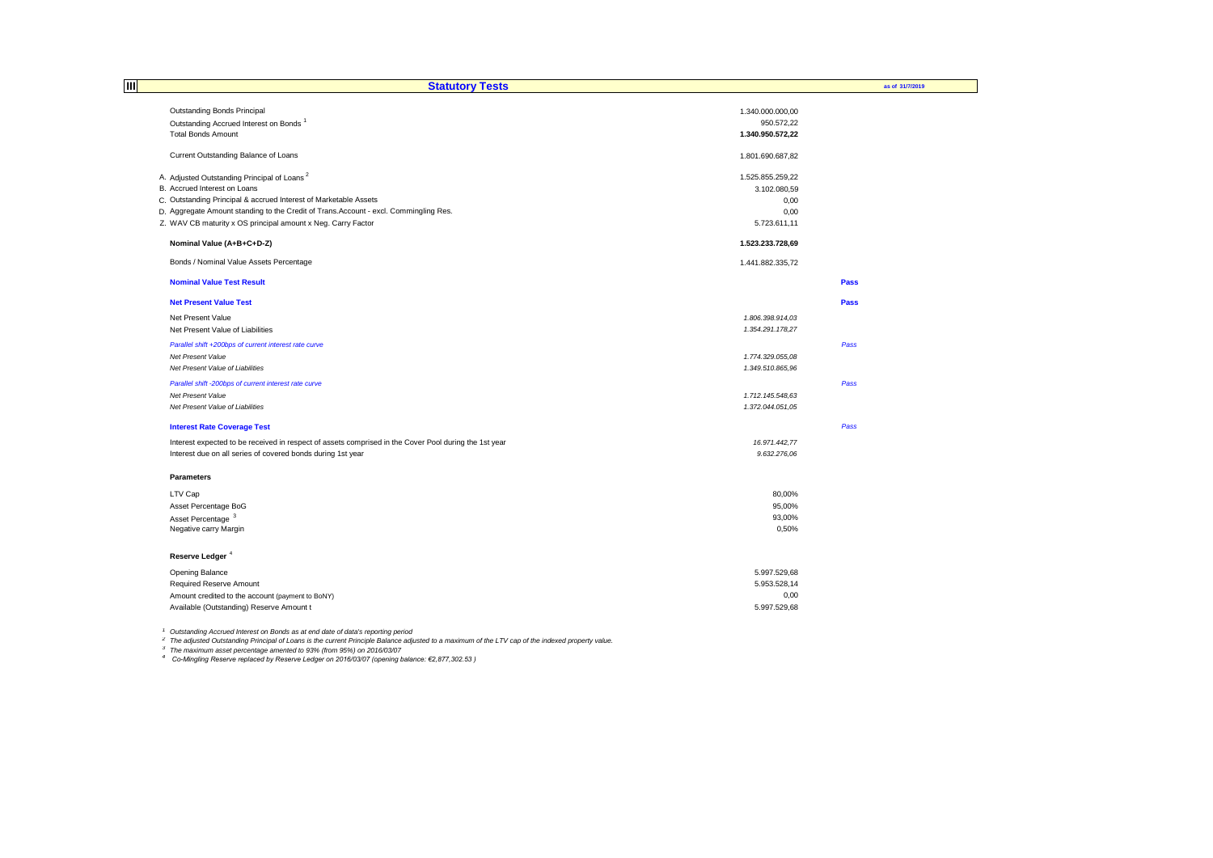## III Statutory Tests

as of 31/7/2019

| | | |
|---|---|---|
| Outstanding Bonds Principal | 1.340.000.000,00 | |
| Outstanding Accrued Interest on Bonds [1] | 950.572,22 | |
| Total Bonds Amount | **1.340.950.572,22** | |
| Current Outstanding Balance of Loans | 1.801.690.687,82 | |
| A. Adjusted Outstanding Principal of Loans [2] | 1.525.855.259,22 | |
| B. Accrued Interest on Loans | 3.102.080,59 | |
| C. Outstanding Principal & accrued Interest of Marketable Assets | 0,00 | |
| D. Aggregate Amount standing to the Credit of Trans.Account - excl. Commingling Res. | 0,00 | |
| Z. WAV CB maturity x OS principal amount x Neg. Carry Factor | 5.723.611,11 | |
| **Nominal Value (A+B+C+D-Z)** | **1.523.233.728,69** | |
| Bonds / Nominal Value Assets Percentage | 1.441.882.335,72 | |
| **Nominal Value Test Result** | | **Pass** |
| **Net Present Value Test** | | **Pass** |
| Net Present Value | *1.806.398.914,03* | |
| Net Present Value of Liabilities | *1.354.291.178,27* | |
| *Parallel shift +200bps of current interest rate curve* | | *Pass* |
| *Net Present Value* | *1.774.329.055,08* | |
| *Net Present Value of Liabilities* | *1.349.510.865,96* | |
| *Parallel shift -200bps of current interest rate curve* | | *Pass* |
| *Net Present Value* | *1.712.145.548,63* | |
| *Net Present Value of Liabilities* | *1.372.044.051,05* | |
| **Interest Rate Coverage Test** | | *Pass* |
| Interest expected to be received in respect of assets comprised in the Cover Pool during the 1st year | *16.971.442,77* | |
| Interest due on all series of covered bonds during 1st year | *9.632.276,06* | |

**Parameters**

| | |
|---|---|
| LTV Cap | 80,00% |
| Asset Percentage BoG | 95,00% |
| Asset Percentage [3] | 93,00% |
| Negative carry Margin | 0,50% |

**Reserve Ledger** [4]

| | |
|---|---|
| Opening Balance | 5.997.529,68 |
| Required Reserve Amount | 5.953.528,14 |
| Amount credited to the account (payment to BoNY) | 0,00 |
| Available (Outstanding) Reserve Amount t | 5.997.529,68 |

[1] *Outstanding Accrued Interest on Bonds as at end date of data's reporting period*

[2] *The adjusted Outstanding Principal of Loans is the current Principle Balance adjusted to a maximum of the LTV cap of the indexed property value.*

[3] *The maximum asset percentage amented to 93% (from 95%) on 2016/03/07*

[4] *Co-Mingling Reserve replaced by Reserve Ledger on 2016/03/07 (opening balance: €2,877,302.53 )*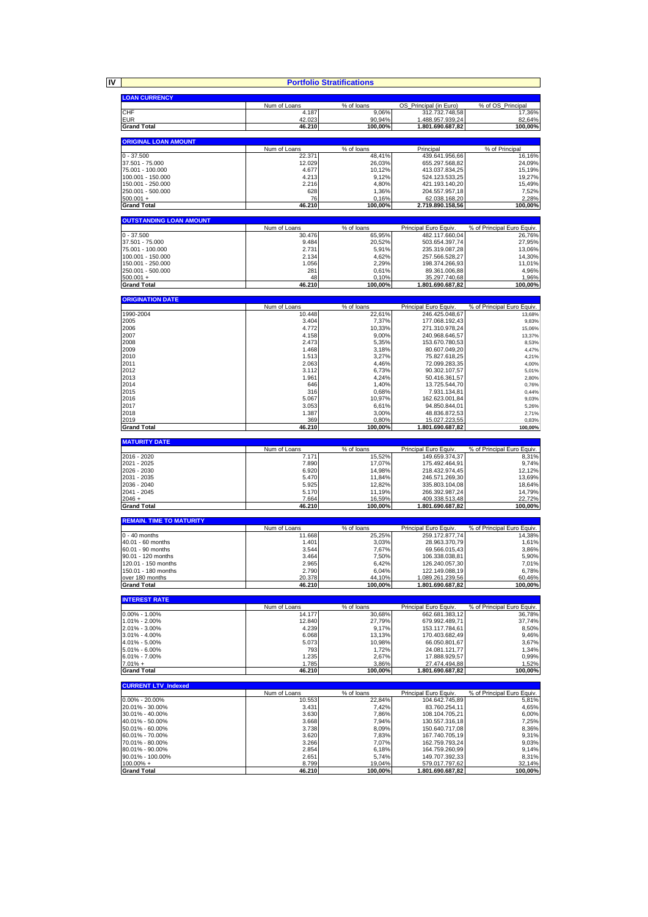# IV Portfolio Stratifications

## LOAN CURRENCY

| | Num of Loans | % of loans | OS_Principal (in Euro) | % of OS_Principal |
|---|---|---|---|---|
| CHF | 4.187 | 9,06% | 312.732.748,58 | 17,36% |
| EUR | 42.023 | 90,94% | 1.488.957.939,24 | 82,64% |
| **Grand Total** | **46.210** | **100,00%** | **1.801.690.687,82** | **100,00%** |

## ORIGINAL LOAN AMOUNT

| | Num of Loans | % of loans | Principal | % of Principal |
|---|---|---|---|---|
| 0 - 37.500 | 22.371 | 48,41% | 439.641.956,66 | 16,16% |
| 37.501 - 75.000 | 12.029 | 26,03% | 655.297.568,82 | 24,09% |
| 75.001 - 100.000 | 4.677 | 10,12% | 413.037.834,25 | 15,19% |
| 100.001 - 150.000 | 4.213 | 9,12% | 524.123.533,25 | 19,27% |
| 150.001 - 250.000 | 2.216 | 4,80% | 421.193.140,20 | 15,49% |
| 250.001 - 500.000 | 628 | 1,36% | 204.557.957,18 | 7,52% |
| 500.001 + | 76 | 0,16% | 62.038.168,20 | 2,28% |
| **Grand Total** | **46.210** | **100,00%** | **2.719.890.158,56** | **100,00%** |

## OUTSTANDING LOAN AMOUNT

| | Num of Loans | % of loans | Principal Euro Equiv. | % of Principal Euro Equiv. |
|---|---|---|---|---|
| 0 - 37.500 | 30.476 | 65,95% | 482.117.660,04 | 26,76% |
| 37.501 - 75.000 | 9.484 | 20,52% | 503.654.397,74 | 27,95% |
| 75.001 - 100.000 | 2.731 | 5,91% | 235.319.087,28 | 13,06% |
| 100.001 - 150.000 | 2.134 | 4,62% | 257.566.528,27 | 14,30% |
| 150.001 - 250.000 | 1.056 | 2,29% | 198.374.266,93 | 11,01% |
| 250.001 - 500.000 | 281 | 0,61% | 89.361.006,88 | 4,96% |
| 500.001 + | 48 | 0,10% | 35.297.740,68 | 1,96% |
| **Grand Total** | **46.210** | **100,00%** | **1.801.690.687,82** | **100,00%** |

## ORIGINATION DATE

| | Num of Loans | % of loans | Principal Euro Equiv. | % of Principal Euro Equiv. |
|---|---|---|---|---|
| 1990-2004 | 10.448 | 22,61% | 246.425.048,67 | 13,68% |
| 2005 | 3.404 | 7,37% | 177.068.192,43 | 9,83% |
| 2006 | 4.772 | 10,33% | 271.310.978,24 | 15,06% |
| 2007 | 4.158 | 9,00% | 240.968.646,57 | 13,37% |
| 2008 | 2.473 | 5,35% | 153.670.780,53 | 8,53% |
| 2009 | 1.468 | 3,18% | 80.607.049,20 | 4,47% |
| 2010 | 1.513 | 3,27% | 75.827.618,25 | 4,21% |
| 2011 | 2.063 | 4,46% | 72.099.283,35 | 4,00% |
| 2012 | 3.112 | 6,73% | 90.302.107,57 | 5,01% |
| 2013 | 1.961 | 4,24% | 50.416.361,57 | 2,80% |
| 2014 | 646 | 1,40% | 13.725.544,70 | 0,76% |
| 2015 | 316 | 0,68% | 7.931.134,81 | 0,44% |
| 2016 | 5.067 | 10,97% | 162.623.001,84 | 9,03% |
| 2017 | 3.053 | 6,61% | 94.850.844,01 | 5,26% |
| 2018 | 1.387 | 3,00% | 48.836.872,53 | 2,71% |
| 2019 | 369 | 0,80% | 15.027.223,55 | 0,83% |
| **Grand Total** | **46.210** | **100,00%** | **1.801.690.687,82** | **100,00%** |

## MATURITY DATE

| | Num of Loans | % of loans | Principal Euro Equiv. | % of Principal Euro Equiv. |
|---|---|---|---|---|
| 2016 - 2020 | 7.171 | 15,52% | 149.659.374,37 | 8,31% |
| 2021 - 2025 | 7.890 | 17,07% | 175.492.464,91 | 9,74% |
| 2026 - 2030 | 6.920 | 14,98% | 218.432.974,45 | 12,12% |
| 2031 - 2035 | 5.470 | 11,84% | 246.571.269,30 | 13,69% |
| 2036 - 2040 | 5.925 | 12,82% | 335.803.104,08 | 18,64% |
| 2041 - 2045 | 5.170 | 11,19% | 266.392.987,24 | 14,79% |
| 2046 + | 7.664 | 16,59% | 409.338.513,48 | 22,72% |
| **Grand Total** | **46.210** | **100,00%** | **1.801.690.687,82** | **100,00%** |

## REMAIN. TIME TO MATURITY

| | Num of Loans | % of loans | Principal Euro Equiv. | % of Principal Euro Equiv. |
|---|---|---|---|---|
| 0 - 40 months | 11.668 | 25,25% | 259.172.877,74 | 14,38% |
| 40.01 - 60 months | 1.401 | 3,03% | 28.963.370,79 | 1,61% |
| 60.01 - 90 months | 3.544 | 7,67% | 69.566.015,43 | 3,86% |
| 90.01 - 120 months | 3.464 | 7,50% | 106.338.038,81 | 5,90% |
| 120.01 - 150 months | 2.965 | 6,42% | 126.240.057,30 | 7,01% |
| 150.01 - 180 months | 2.790 | 6,04% | 122.149.088,19 | 6,78% |
| over 180 months | 20.378 | 44,10% | 1.089.261.239,56 | 60,46% |
| **Grand Total** | **46.210** | **100,00%** | **1.801.690.687,82** | **100,00%** |

## INTEREST RATE

| | Num of Loans | % of loans | Principal Euro Equiv. | % of Principal Euro Equiv. |
|---|---|---|---|---|
| 0.00% - 1.00% | 14.177 | 30,68% | 662.681.383,12 | 36,78% |
| 1.01% - 2.00% | 12.840 | 27,79% | 679.992.489,71 | 37,74% |
| 2.01% - 3.00% | 4.239 | 9,17% | 153.117.784,61 | 8,50% |
| 3.01% - 4.00% | 6.068 | 13,13% | 170.403.682,49 | 9,46% |
| 4.01% - 5.00% | 5.073 | 10,98% | 66.050.801,67 | 3,67% |
| 5.01% - 6.00% | 793 | 1,72% | 24.081.121,77 | 1,34% |
| 6.01% - 7.00% | 1.235 | 2,67% | 17.888.929,57 | 0,99% |
| 7.01% + | 1.785 | 3,86% | 27.474.494,88 | 1,52% |
| **Grand Total** | **46.210** | **100,00%** | **1.801.690.687,82** | **100,00%** |

## CURRENT LTV_Indexed

| | Num of Loans | % of loans | Principal Euro Equiv. | % of Principal Euro Equiv. |
|---|---|---|---|---|
| 0.00% - 20.00% | 10.553 | 22,84% | 104.642.745,89 | 5,81% |
| 20.01% - 30.00% | 3.431 | 7,42% | 83.760.254,11 | 4,65% |
| 30.01% - 40.00% | 3.630 | 7,86% | 108.104.705,21 | 6,00% |
| 40.01% - 50.00% | 3.668 | 7,94% | 130.557.316,18 | 7,25% |
| 50.01% - 60.00% | 3.738 | 8,09% | 150.640.717,08 | 8,36% |
| 60.01% - 70.00% | 3.620 | 7,83% | 167.740.705,19 | 9,31% |
| 70.01% - 80.00% | 3.266 | 7,07% | 162.759.793,24 | 9,03% |
| 80.01% - 90.00% | 2.854 | 6,18% | 164.759.260,99 | 9,14% |
| 90.01% - 100.00% | 2.651 | 5,74% | 149.707.392,33 | 8,31% |
| 100.00% + | 8.799 | 19,04% | 579.017.797,62 | 32,14% |
| **Grand Total** | **46.210** | **100,00%** | **1.801.690.687,82** | **100,00%** |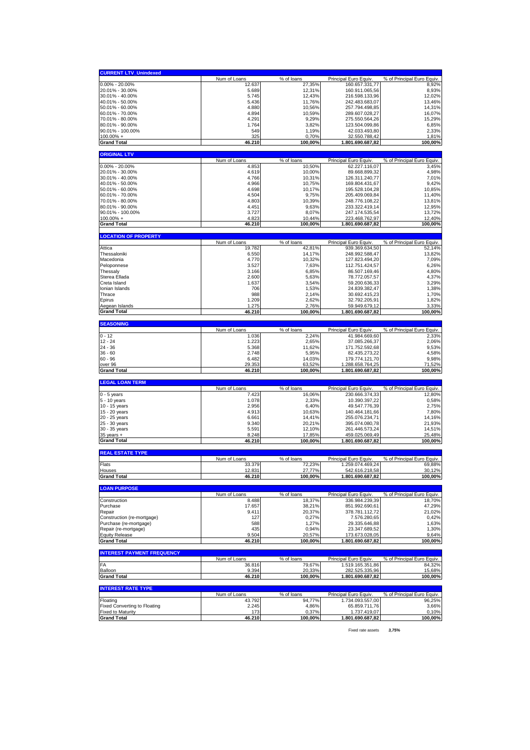| CURRENT LTV_Unindexed | Num of Loans | % of loans | Principal Euro Equiv. | % of Principal Euro Equiv. |
|---|---|---|---|---|
| 0.00% - 20.00% | 12.637 | 27,35% | 160.657.331,77 | 8,92% |
| 20.01% - 30.00% | 5.689 | 12,31% | 160.911.065,56 | 8,93% |
| 30.01% - 40.00% | 5.745 | 12,43% | 216.598.133,96 | 12,02% |
| 40.01% - 50.00% | 5.436 | 11,76% | 242.483.683,07 | 13,46% |
| 50.01% - 60.00% | 4.880 | 10,56% | 257.794.498,85 | 14,31% |
| 60.01% - 70.00% | 4.894 | 10,59% | 289.607.028,27 | 16,07% |
| 70.01% - 80.00% | 4.291 | 9,29% | 275.550.564,26 | 15,29% |
| 80.01% - 90.00% | 1.764 | 3,82% | 123.504.099,86 | 6,85% |
| 90.01% - 100.00% | 549 | 1,19% | 42.033.493,80 | 2,33% |
| 100.00% + | 325 | 0,70% | 32.550.788,42 | 1,81% |
| **Grand Total** | **46.210** | **100,00%** | **1.801.690.687,82** | **100,00%** |

| ORIGINAL LTV | Num of Loans | % of loans | Principal Euro Equiv. | % of Principal Euro Equiv. |
|---|---|---|---|---|
| 0.00% - 20.00% | 4.853 | 10,50% | 62.227.116,07 | 3,45% |
| 20.01% - 30.00% | 4.619 | 10,00% | 89.668.899,32 | 4,98% |
| 30.01% - 40.00% | 4.766 | 10,31% | 126.311.240,77 | 7,01% |
| 40.01% - 50.00% | 4.966 | 10,75% | 169.804.431,67 | 9,42% |
| 50.01% - 60.00% | 4.698 | 10,17% | 195.528.104,28 | 10,85% |
| 60.01% - 70.00% | 4.504 | 9,75% | 205.409.069,84 | 11,40% |
| 70.01% - 80.00% | 4.803 | 10,39% | 248.776.108,22 | 13,81% |
| 80.01% - 90.00% | 4.451 | 9,63% | 233.322.419,14 | 12,95% |
| 90.01% - 100.00% | 3.727 | 8,07% | 247.174.535,54 | 13,72% |
| 100.00% + | 4.823 | 10,44% | 223.468.762,97 | 12,40% |
| **Grand Total** | **46.210** | **100,00%** | **1.801.690.687,82** | **100,00%** |

| LOCATION OF PROPERTY | Num of Loans | % of loans | Principal Euro Equiv. | % of Principal Euro Equiv. |
|---|---|---|---|---|
| Attica | 19.782 | 42,81% | 939.369.634,50 | 52,14% |
| Thessaloniki | 6.550 | 14,17% | 248.992.588,47 | 13,82% |
| Macedonia | 4.770 | 10,32% | 127.823.494,20 | 7,09% |
| Peloponnese | 3.527 | 7,63% | 112.751.424,57 | 6,26% |
| Thessaly | 3.166 | 6,85% | 86.507.169,46 | 4,80% |
| Sterea Ellada | 2.600 | 5,63% | 78.772.057,57 | 4,37% |
| Creta Island | 1.637 | 3,54% | 59.200.636,33 | 3,29% |
| Ionian Islands | 706 | 1,53% | 24.839.382,47 | 1,38% |
| Thrace | 988 | 2,14% | 30.692.415,23 | 1,70% |
| Epirus | 1.209 | 2,62% | 32.792.205,91 | 1,82% |
| Aegean Islands | 1.275 | 2,76% | 59.949.679,12 | 3,33% |
| **Grand Total** | **46.210** | **100,00%** | **1.801.690.687,82** | **100,00%** |

| SEASONING | Num of Loans | % of loans | Principal Euro Equiv. | % of Principal Euro Equiv. |
|---|---|---|---|---|
| 0 - 12 | 1.036 | 2,24% | 41.984.669,60 | 2,33% |
| 12 - 24 | 1.223 | 2,65% | 37.085.266,37 | 2,06% |
| 24 - 36 | 5.368 | 11,62% | 171.752.592,68 | 9,53% |
| 36 - 60 | 2.748 | 5,95% | 82.435.273,22 | 4,58% |
| 60 - 96 | 6.482 | 14,03% | 179.774.121,70 | 9,98% |
| over 96 | 29.353 | 63,52% | 1.288.658.764,25 | 71,52% |
| **Grand Total** | **46.210** | **100,00%** | **1.801.690.687,82** | **100,00%** |

| LEGAL LOAN TERM | Num of Loans | % of loans | Principal Euro Equiv. | % of Principal Euro Equiv. |
|---|---|---|---|---|
| 0 - 5 years | 7.423 | 16,06% | 230.666.374,33 | 12,80% |
| 5 - 10 years | 1.078 | 2,33% | 10.390.397,22 | 0,58% |
| 10 - 15 years | 2.956 | 6,40% | 49.547.776,39 | 2,75% |
| 15 - 20 years | 4.913 | 10,63% | 140.464.181,66 | 7,80% |
| 20 - 25 years | 6.661 | 14,41% | 255.076.234,71 | 14,16% |
| 25 - 30 years | 9.340 | 20,21% | 395.074.080,78 | 21,93% |
| 30 - 35 years | 5.591 | 12,10% | 261.446.573,24 | 14,51% |
| 35 years + | 8.248 | 17,85% | 459.025.069,49 | 25,48% |
| **Grand Total** | **46.210** | **100,00%** | **1.801.690.687,82** | **100,00%** |

| REAL ESTATE TYPE | Num of Loans | % of loans | Principal Euro Equiv. | % of Principal Euro Equiv. |
|---|---|---|---|---|
| Flats | 33.379 | 72,23% | 1.259.074.469,24 | 69,88% |
| Houses | 12.831 | 27,77% | 542.616.218,58 | 30,12% |
| **Grand Total** | **46.210** | **100,00%** | **1.801.690.687,82** | **100,00%** |

| LOAN PURPOSE | Num of Loans | % of loans | Principal Euro Equiv. | % of Principal Euro Equiv. |
|---|---|---|---|---|
| Construction | 8.488 | 18,37% | 336.984.239,39 | 18,70% |
| Purchase | 17.657 | 38,21% | 851.992.690,61 | 47,29% |
| Repair | 9.411 | 20,37% | 378.781.112,72 | 21,02% |
| Construction (re-mortgage) | 127 | 0,27% | 7.576.280,65 | 0,42% |
| Purchase (re-mortgage) | 588 | 1,27% | 29.335.646,88 | 1,63% |
| Repair (re-mortgage) | 435 | 0,94% | 23.347.689,52 | 1,30% |
| Equity Release | 9.504 | 20,57% | 173.673.028,05 | 9,64% |
| **Grand Total** | **46.210** | **100,00%** | **1.801.690.687,82** | **100,00%** |

| INTEREST PAYMENT FREQUENCY | Num of Loans | % of loans | Principal Euro Equiv. | % of Principal Euro Equiv. |
|---|---|---|---|---|
| FA | 36.816 | 79,67% | 1.519.165.351,86 | 84,32% |
| Balloon | 9.394 | 20,33% | 282.525.335,96 | 15,68% |
| **Grand Total** | **46.210** | **100,00%** | **1.801.690.687,82** | **100,00%** |

| INTEREST RATE TYPE | Num of Loans | % of loans | Principal Euro Equiv. | % of Principal Euro Equiv. |
|---|---|---|---|---|
| Floating | 43.792 | 94,77% | 1.734.093.557,00 | 96,25% |
| Fixed Converting to Floating | 2.245 | 4,86% | 65.859.711,76 | 3,66% |
| Fixed to Maturity | 173 | 0,37% | 1.737.419,07 | 0,10% |
| **Grand Total** | **46.210** | **100,00%** | **1.801.690.687,82** | **100,00%** |

Fixed rate assets ***3,75%***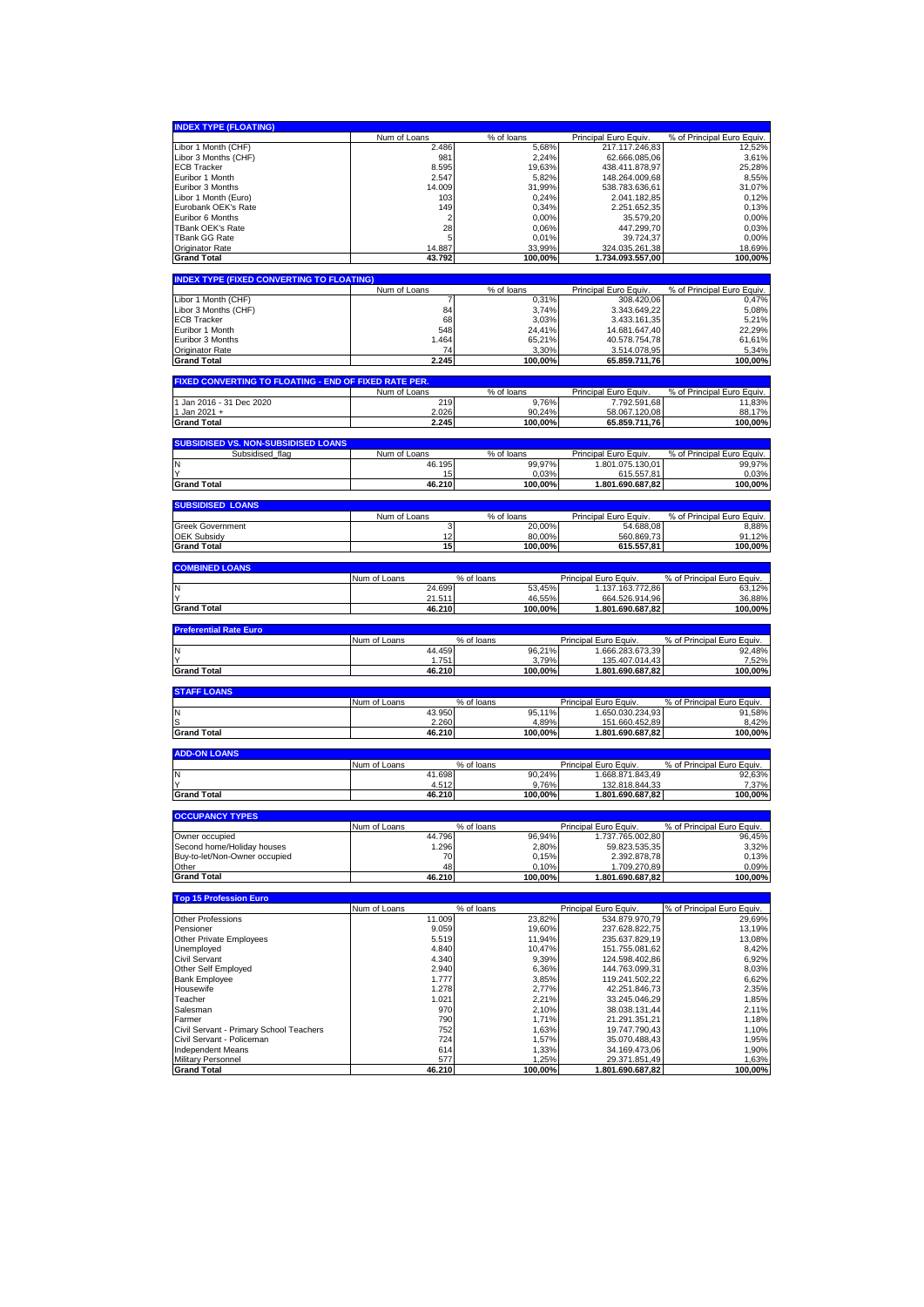| INDEX TYPE (FLOATING) | Num of Loans | % of loans | Principal Euro Equiv. | % of Principal Euro Equiv. |
|---|---|---|---|---|
| Libor 1 Month (CHF) | 2.486 | 5,68% | 217.117.246,83 | 12,52% |
| Libor 3 Months (CHF) | 981 | 2,24% | 62.666.085,06 | 3,61% |
| ECB Tracker | 8.595 | 19,63% | 438.411.878,97 | 25,28% |
| Euribor 1 Month | 2.547 | 5,82% | 148.264.009,68 | 8,55% |
| Euribor 3 Months | 14.009 | 31,99% | 538.783.636,61 | 31,07% |
| Libor 1 Month (Euro) | 103 | 0,24% | 2.041.182,85 | 0,12% |
| Eurobank OEK's Rate | 149 | 0,34% | 2.251.652,35 | 0,13% |
| Euribor 6 Months | 2 | 0,00% | 35.579,20 | 0,00% |
| TBank OEK's Rate | 28 | 0,06% | 447.299,70 | 0,03% |
| TBank GG Rate | 5 | 0,01% | 39.724,37 | 0,00% |
| Originator Rate | 14.887 | 33,99% | 324.035.261,38 | 18,69% |
| **Grand Total** | **43.792** | **100,00%** | **1.734.093.557,00** | **100,00%** |

| INDEX TYPE (FIXED CONVERTING TO FLOATING) | Num of Loans | % of loans | Principal Euro Equiv. | % of Principal Euro Equiv. |
|---|---|---|---|---|
| Libor 1 Month (CHF) | 7 | 0,31% | 308.420,06 | 0,47% |
| Libor 3 Months (CHF) | 84 | 3,74% | 3.343.649,22 | 5,08% |
| ECB Tracker | 68 | 3,03% | 3.433.161,35 | 5,21% |
| Euribor 1 Month | 548 | 24,41% | 14.681.647,40 | 22,29% |
| Euribor 3 Months | 1.464 | 65,21% | 40.578.754,78 | 61,61% |
| Originator Rate | 74 | 3,30% | 3.514.078,95 | 5,34% |
| **Grand Total** | **2.245** | **100,00%** | **65.859.711,76** | **100,00%** |

| FIXED CONVERTING TO FLOATING - END OF FIXED RATE PER. | Num of Loans | % of loans | Principal Euro Equiv. | % of Principal Euro Equiv. |
|---|---|---|---|---|
| 1 Jan 2016 - 31 Dec 2020 | 219 | 9,76% | 7.792.591,68 | 11,83% |
| 1 Jan 2021 + | 2.026 | 90,24% | 58.067.120,08 | 88,17% |
| **Grand Total** | **2.245** | **100,00%** | **65.859.711,76** | **100,00%** |

| SUBSIDISED VS. NON-SUBSIDISED LOANS | | | | |
|---|---|---|---|---|
| Subsidised_flag | Num of Loans | % of loans | Principal Euro Equiv. | % of Principal Euro Equiv. |
| N | 46.195 | 99,97% | 1.801.075.130,01 | 99,97% |
| Y | 15 | 0,03% | 615.557,81 | 0,03% |
| **Grand Total** | **46.210** | **100,00%** | **1.801.690.687,82** | **100,00%** |

| SUBSIDISED LOANS | Num of Loans | % of loans | Principal Euro Equiv. | % of Principal Euro Equiv. |
|---|---|---|---|---|
| Greek Government | 3 | 20,00% | 54.688,08 | 8,88% |
| OEK Subsidy | 12 | 80,00% | 560.869,73 | 91,12% |
| **Grand Total** | **15** | **100,00%** | **615.557,81** | **100,00%** |

| COMBINED LOANS | Num of Loans | % of loans | Principal Euro Equiv. | % of Principal Euro Equiv. |
|---|---|---|---|---|
| N | 24.699 | 53,45% | 1.137.163.772,86 | 63,12% |
| Y | 21.511 | 46,55% | 664.526.914,96 | 36,88% |
| **Grand Total** | **46.210** | **100,00%** | **1.801.690.687,82** | **100,00%** |

| Preferential Rate Euro | Num of Loans | % of loans | Principal Euro Equiv. | % of Principal Euro Equiv. |
|---|---|---|---|---|
| N | 44.459 | 96,21% | 1.666.283.673,39 | 92,48% |
| Y | 1.751 | 3,79% | 135.407.014,43 | 7,52% |
| **Grand Total** | **46.210** | **100,00%** | **1.801.690.687,82** | **100,00%** |

| STAFF LOANS | Num of Loans | % of loans | Principal Euro Equiv. | % of Principal Euro Equiv. |
|---|---|---|---|---|
| N | 43.950 | 95,11% | 1.650.030.234,93 | 91,58% |
| S | 2.260 | 4,89% | 151.660.452,89 | 8,42% |
| **Grand Total** | **46.210** | **100,00%** | **1.801.690.687,82** | **100,00%** |

| ADD-ON LOANS | Num of Loans | % of loans | Principal Euro Equiv. | % of Principal Euro Equiv. |
|---|---|---|---|---|
| N | 41.698 | 90,24% | 1.668.871.843,49 | 92,63% |
| Y | 4.512 | 9,76% | 132.818.844,33 | 7,37% |
| **Grand Total** | **46.210** | **100,00%** | **1.801.690.687,82** | **100,00%** |

| OCCUPANCY TYPES | Num of Loans | % of loans | Principal Euro Equiv. | % of Principal Euro Equiv. |
|---|---|---|---|---|
| Owner occupied | 44.796 | 96,94% | 1.737.765.002,80 | 96,45% |
| Second home/Holiday houses | 1.296 | 2,80% | 59.823.535,35 | 3,32% |
| Buy-to-let/Non-Owner occupied | 70 | 0,15% | 2.392.878,78 | 0,13% |
| Other | 48 | 0,10% | 1.709.270,89 | 0,09% |
| **Grand Total** | **46.210** | **100,00%** | **1.801.690.687,82** | **100,00%** |

| Top 15 Profession Euro | Num of Loans | % of loans | Principal Euro Equiv. | % of Principal Euro Equiv. |
|---|---|---|---|---|
| Other Professions | 11.009 | 23,82% | 534.879.970,79 | 29,69% |
| Pensioner | 9.059 | 19,60% | 237.628.822,75 | 13,19% |
| Other Private Employees | 5.519 | 11,94% | 235.637.829,19 | 13,08% |
| Unemployed | 4.840 | 10,47% | 151.755.081,62 | 8,42% |
| Civil Servant | 4.340 | 9,39% | 124.598.402,86 | 6,92% |
| Other Self Employed | 2.940 | 6,36% | 144.763.099,31 | 8,03% |
| Bank Employee | 1.777 | 3,85% | 119.241.502,22 | 6,62% |
| Housewife | 1.278 | 2,77% | 42.251.846,73 | 2,35% |
| Teacher | 1.021 | 2,21% | 33.245.046,29 | 1,85% |
| Salesman | 970 | 2,10% | 38.038.131,44 | 2,11% |
| Farmer | 790 | 1,71% | 21.291.351,21 | 1,18% |
| Civil Servant - Primary School Teachers | 752 | 1,63% | 19.747.790,43 | 1,10% |
| Civil Servant - Policeman | 724 | 1,57% | 35.070.488,43 | 1,95% |
| Independent Means | 614 | 1,33% | 34.169.473,06 | 1,90% |
| Military Personnel | 577 | 1,25% | 29.371.851,49 | 1,63% |
| **Grand Total** | **46.210** | **100,00%** | **1.801.690.687,82** | **100,00%** |